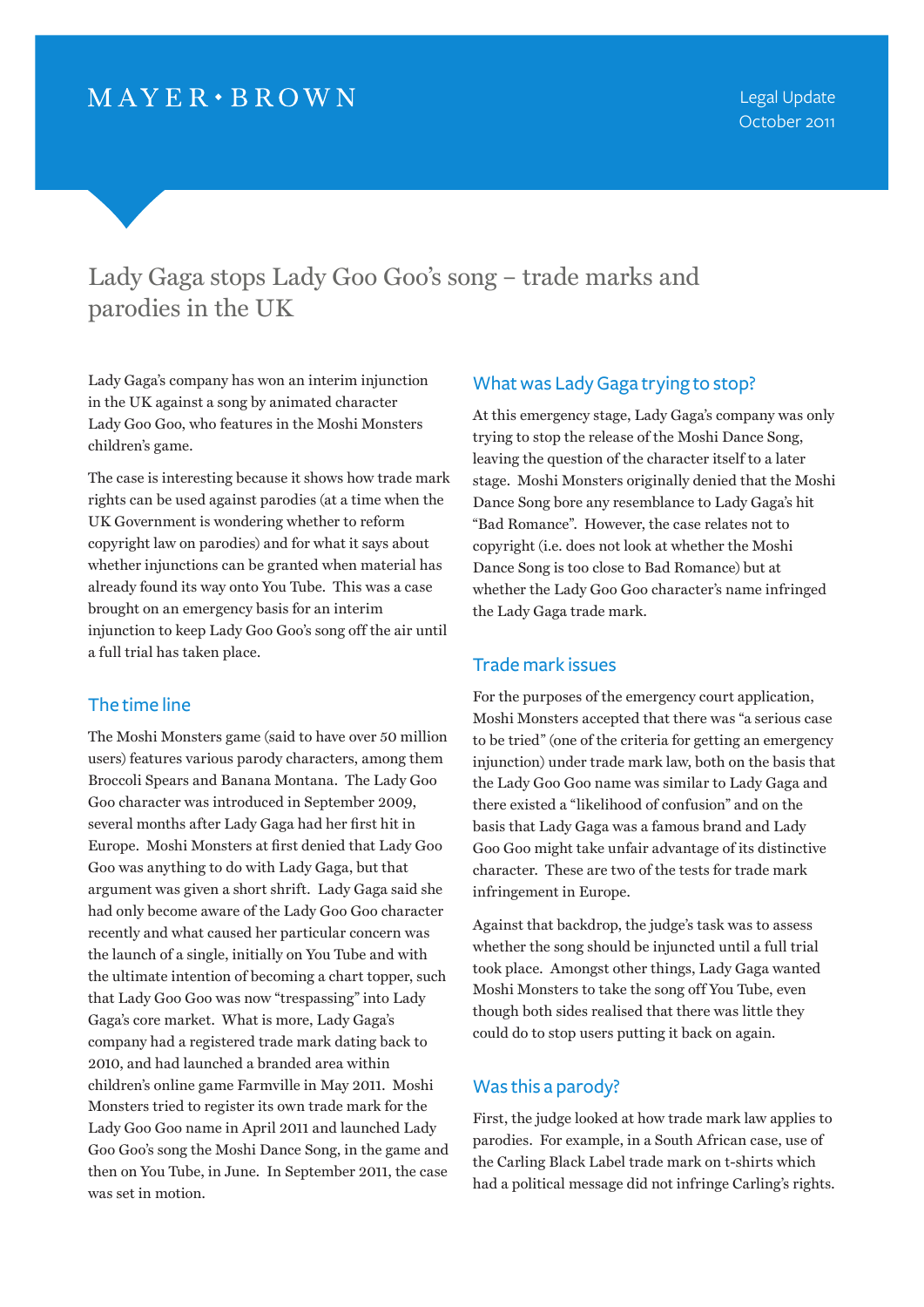MAYER • BROWN

Legal Update
October 2011

# Lady Gaga stops Lady Goo Goo's song – trade marks and parodies in the UK

Lady Gaga's company has won an interim injunction in the UK against a song by animated character Lady Goo Goo, who features in the Moshi Monsters children's game.

The case is interesting because it shows how trade mark rights can be used against parodies (at a time when the UK Government is wondering whether to reform copyright law on parodies) and for what it says about whether injunctions can be granted when material has already found its way onto You Tube. This was a case brought on an emergency basis for an interim injunction to keep Lady Goo Goo's song off the air until a full trial has taken place.

## The time line

The Moshi Monsters game (said to have over 50 million users) features various parody characters, among them Broccoli Spears and Banana Montana. The Lady Goo Goo character was introduced in September 2009, several months after Lady Gaga had her first hit in Europe. Moshi Monsters at first denied that Lady Goo Goo was anything to do with Lady Gaga, but that argument was given a short shrift. Lady Gaga said she had only become aware of the Lady Goo Goo character recently and what caused her particular concern was the launch of a single, initially on You Tube and with the ultimate intention of becoming a chart topper, such that Lady Goo Goo was now "trespassing" into Lady Gaga's core market. What is more, Lady Gaga's company had a registered trade mark dating back to 2010, and had launched a branded area within children's online game Farmville in May 2011. Moshi Monsters tried to register its own trade mark for the Lady Goo Goo name in April 2011 and launched Lady Goo Goo's song the Moshi Dance Song, in the game and then on You Tube, in June. In September 2011, the case was set in motion.

## What was Lady Gaga trying to stop?

At this emergency stage, Lady Gaga's company was only trying to stop the release of the Moshi Dance Song, leaving the question of the character itself to a later stage. Moshi Monsters originally denied that the Moshi Dance Song bore any resemblance to Lady Gaga's hit "Bad Romance". However, the case relates not to copyright (i.e. does not look at whether the Moshi Dance Song is too close to Bad Romance) but at whether the Lady Goo Goo character's name infringed the Lady Gaga trade mark.

## Trade mark issues

For the purposes of the emergency court application, Moshi Monsters accepted that there was "a serious case to be tried" (one of the criteria for getting an emergency injunction) under trade mark law, both on the basis that the Lady Goo Goo name was similar to Lady Gaga and there existed a "likelihood of confusion" and on the basis that Lady Gaga was a famous brand and Lady Goo Goo might take unfair advantage of its distinctive character. These are two of the tests for trade mark infringement in Europe.

Against that backdrop, the judge's task was to assess whether the song should be injuncted until a full trial took place. Amongst other things, Lady Gaga wanted Moshi Monsters to take the song off You Tube, even though both sides realised that there was little they could do to stop users putting it back on again.

## Was this a parody?

First, the judge looked at how trade mark law applies to parodies. For example, in a South African case, use of the Carling Black Label trade mark on t-shirts which had a political message did not infringe Carling's rights.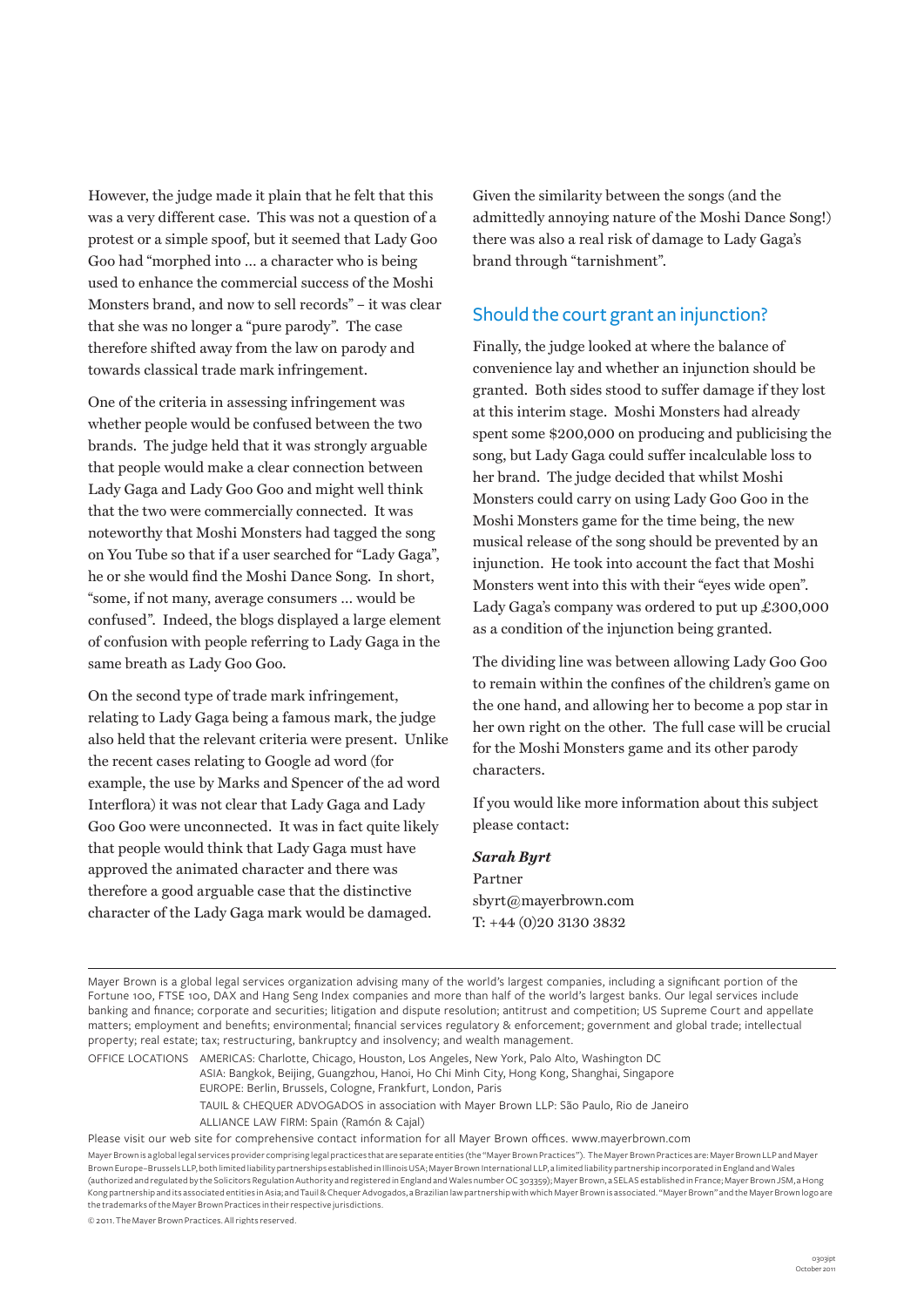However, the judge made it plain that he felt that this was a very different case. This was not a question of a protest or a simple spoof, but it seemed that Lady Goo Goo had "morphed into ... a character who is being used to enhance the commercial success of the Moshi Monsters brand, and now to sell records" – it was clear that she was no longer a "pure parody". The case therefore shifted away from the law on parody and towards classical trade mark infringement.

One of the criteria in assessing infringement was whether people would be confused between the two brands. The judge held that it was strongly arguable that people would make a clear connection between Lady Gaga and Lady Goo Goo and might well think that the two were commercially connected. It was noteworthy that Moshi Monsters had tagged the song on You Tube so that if a user searched for "Lady Gaga", he or she would find the Moshi Dance Song. In short, "some, if not many, average consumers ... would be confused". Indeed, the blogs displayed a large element of confusion with people referring to Lady Gaga in the same breath as Lady Goo Goo.

On the second type of trade mark infringement, relating to Lady Gaga being a famous mark, the judge also held that the relevant criteria were present. Unlike the recent cases relating to Google ad word (for example, the use by Marks and Spencer of the ad word Interflora) it was not clear that Lady Gaga and Lady Goo Goo were unconnected. It was in fact quite likely that people would think that Lady Gaga must have approved the animated character and there was therefore a good arguable case that the distinctive character of the Lady Gaga mark would be damaged.

Given the similarity between the songs (and the admittedly annoying nature of the Moshi Dance Song!) there was also a real risk of damage to Lady Gaga's brand through "tarnishment".

## Should the court grant an injunction?

Finally, the judge looked at where the balance of convenience lay and whether an injunction should be granted. Both sides stood to suffer damage if they lost at this interim stage. Moshi Monsters had already spent some $200,000 on producing and publicising the song, but Lady Gaga could suffer incalculable loss to her brand. The judge decided that whilst Moshi Monsters could carry on using Lady Goo Goo in the Moshi Monsters game for the time being, the new musical release of the song should be prevented by an injunction. He took into account the fact that Moshi Monsters went into this with their "eyes wide open". Lady Gaga's company was ordered to put up £300,000 as a condition of the injunction being granted.

The dividing line was between allowing Lady Goo Goo to remain within the confines of the children's game on the one hand, and allowing her to become a pop star in her own right on the other. The full case will be crucial for the Moshi Monsters game and its other parody characters.

If you would like more information about this subject please contact:

***Sarah Byrt***
Partner
sbyrt@mayerbrown.com
T: +44 (0)20 3130 3832

---

Mayer Brown is a global legal services organization advising many of the world's largest companies, including a significant portion of the Fortune 100, FTSE 100, DAX and Hang Seng Index companies and more than half of the world's largest banks. Our legal services include banking and finance; corporate and securities; litigation and dispute resolution; antitrust and competition; US Supreme Court and appellate matters; employment and benefits; environmental; financial services regulatory & enforcement; government and global trade; intellectual property; real estate; tax; restructuring, bankruptcy and insolvency; and wealth management.

OFFICE LOCATIONS AMERICAS: Charlotte, Chicago, Houston, Los Angeles, New York, Palo Alto, Washington DC
ASIA: Bangkok, Beijing, Guangzhou, Hanoi, Ho Chi Minh City, Hong Kong, Shanghai, Singapore
EUROPE: Berlin, Brussels, Cologne, Frankfurt, London, Paris
TAUIL & CHEQUER ADVOGADOS in association with Mayer Brown LLP: São Paulo, Rio de Janeiro
ALLIANCE LAW FIRM: Spain (Ramón & Cajal)

Please visit our web site for comprehensive contact information for all Mayer Brown offices. www.mayerbrown.com

Mayer Brown is a global legal services provider comprising legal practices that are separate entities (the "Mayer Brown Practices"). The Mayer Brown Practices are: Mayer Brown LLP and Mayer Brown Europe–Brussels LLP, both limited liability partnerships established in Illinois USA; Mayer Brown International LLP, a limited liability partnership incorporated in England and Wales (authorized and regulated by the Solicitors Regulation Authority and registered in England and Wales number OC 303359); Mayer Brown, a SELAS established in France; Mayer Brown JSM, a Hong Kong partnership and its associated entities in Asia; and Tauil & Chequer Advogados, a Brazilian law partnership with which Mayer Brown is associated. "Mayer Brown" and the Mayer Brown logo are the trademarks of the Mayer Brown Practices in their respective jurisdictions.

© 2011. The Mayer Brown Practices. All rights reserved.

0303ipt
October 2011